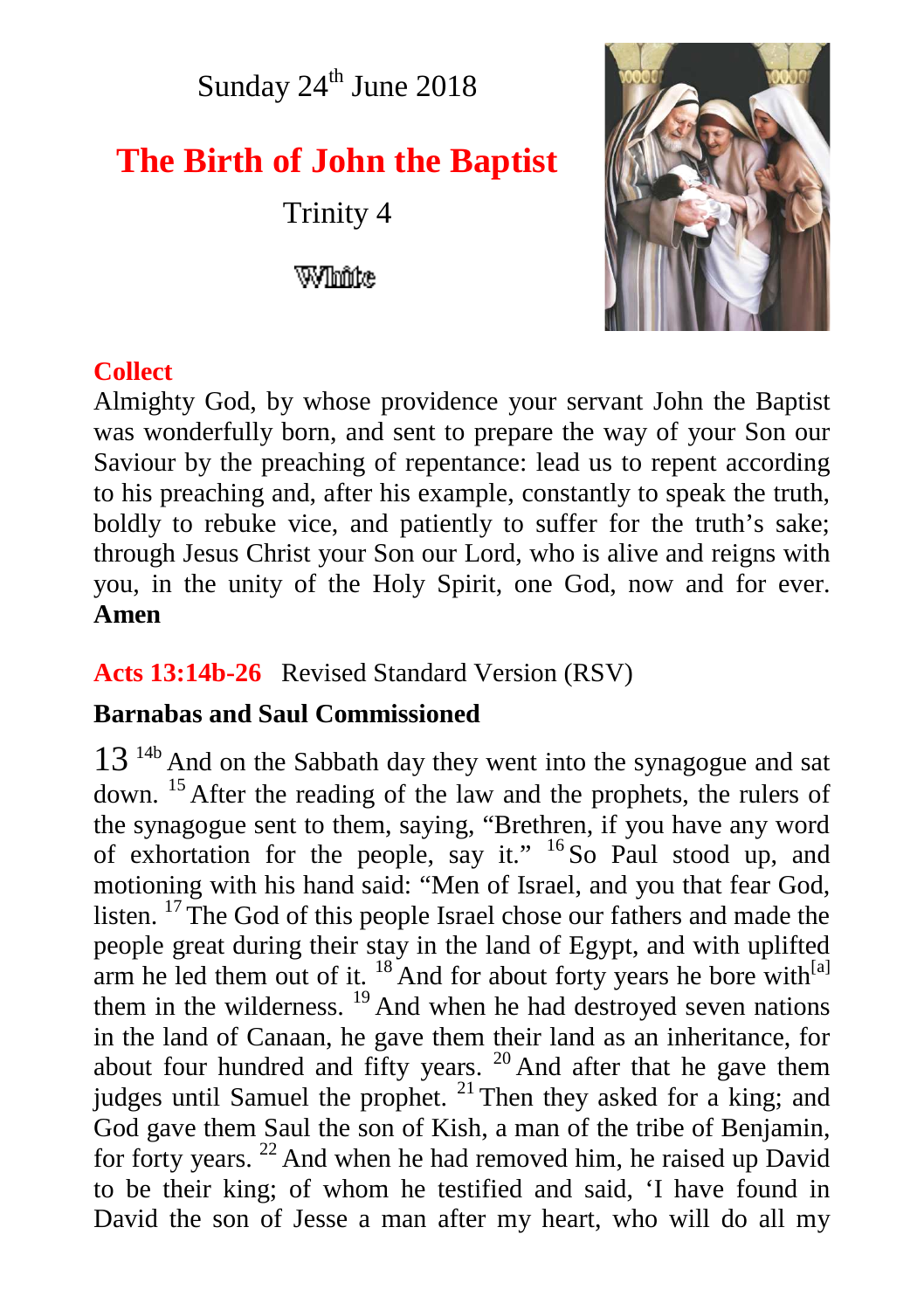Sunday 24th June 2018

# The Birth of John the Baptist

Trinity 4

White

**Collect**

Almighty God, by whose providence your servant John the Baptist was wonderfully born, and sent to prepare the way of your Son our Saviour by the preaching of repentance: lead us to repent according to his preaching and, after his example, constantly to speak the truth, boldly to rebuke vice, and patiently to suffer for the truth's sake; through Jesus Christ your Son our Lord, who is alive and reigns with you, in the unity of the Holy Spirit, one God, now and for ever. **Amen**

**Acts 13:14b-26** Revised Standard Version (RSV)

**Barnabas and Saul Commissioned**

13 [14b] And on the Sabbath day they went into the synagogue and sat down. [15] After the reading of the law and the prophets, the rulers of the synagogue sent to them, saying, "Brethren, if you have any word of exhortation for the people, say it." [16] So Paul stood up, and motioning with his hand said: "Men of Israel, and you that fear God, listen. [17] The God of this people Israel chose our fathers and made the people great during their stay in the land of Egypt, and with uplifted arm he led them out of it. [18] And for about forty years he bore with[a] them in the wilderness. [19] And when he had destroyed seven nations in the land of Canaan, he gave them their land as an inheritance, for about four hundred and fifty years. [20] And after that he gave them judges until Samuel the prophet. [21] Then they asked for a king; and God gave them Saul the son of Kish, a man of the tribe of Benjamin, for forty years. [22] And when he had removed him, he raised up David to be their king; of whom he testified and said, 'I have found in David the son of Jesse a man after my heart, who will do all my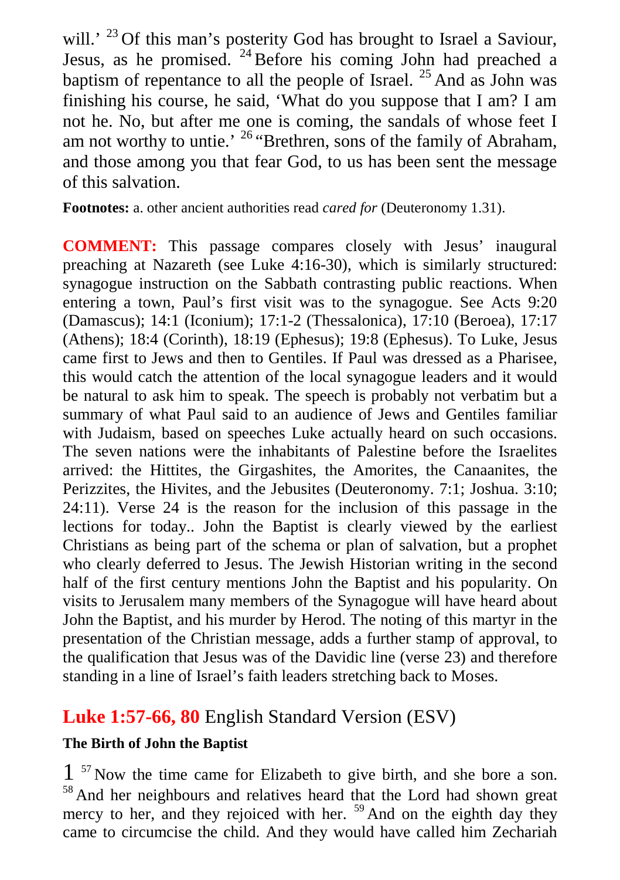will.' [23] Of this man's posterity God has brought to Israel a Saviour, Jesus, as he promised. [24] Before his coming John had preached a baptism of repentance to all the people of Israel. [25] And as John was finishing his course, he said, 'What do you suppose that I am? I am not he. No, but after me one is coming, the sandals of whose feet I am not worthy to untie.' [26] "Brethren, sons of the family of Abraham, and those among you that fear God, to us has been sent the message of this salvation.

**Footnotes:** a. other ancient authorities read *cared for* (Deuteronomy 1.31).

**COMMENT:** This passage compares closely with Jesus' inaugural preaching at Nazareth (see Luke 4:16-30), which is similarly structured: synagogue instruction on the Sabbath contrasting public reactions. When entering a town, Paul's first visit was to the synagogue. See Acts 9:20 (Damascus); 14:1 (Iconium); 17:1-2 (Thessalonica), 17:10 (Beroea), 17:17 (Athens); 18:4 (Corinth), 18:19 (Ephesus); 19:8 (Ephesus). To Luke, Jesus came first to Jews and then to Gentiles. If Paul was dressed as a Pharisee, this would catch the attention of the local synagogue leaders and it would be natural to ask him to speak. The speech is probably not verbatim but a summary of what Paul said to an audience of Jews and Gentiles familiar with Judaism, based on speeches Luke actually heard on such occasions. The seven nations were the inhabitants of Palestine before the Israelites arrived: the Hittites, the Girgashites, the Amorites, the Canaanites, the Perizzites, the Hivites, and the Jebusites (Deuteronomy. 7:1; Joshua. 3:10; 24:11). Verse 24 is the reason for the inclusion of this passage in the lections for today.. John the Baptist is clearly viewed by the earliest Christians as being part of the schema or plan of salvation, but a prophet who clearly deferred to Jesus. The Jewish Historian writing in the second half of the first century mentions John the Baptist and his popularity. On visits to Jerusalem many members of the Synagogue will have heard about John the Baptist, and his murder by Herod. The noting of this martyr in the presentation of the Christian message, adds a further stamp of approval, to the qualification that Jesus was of the Davidic line (verse 23) and therefore standing in a line of Israel's faith leaders stretching back to Moses.

## **Luke 1:57-66, 80** English Standard Version (ESV)

**The Birth of John the Baptist**

1 [57] Now the time came for Elizabeth to give birth, and she bore a son. [58] And her neighbours and relatives heard that the Lord had shown great mercy to her, and they rejoiced with her. [59] And on the eighth day they came to circumcise the child. And they would have called him Zechariah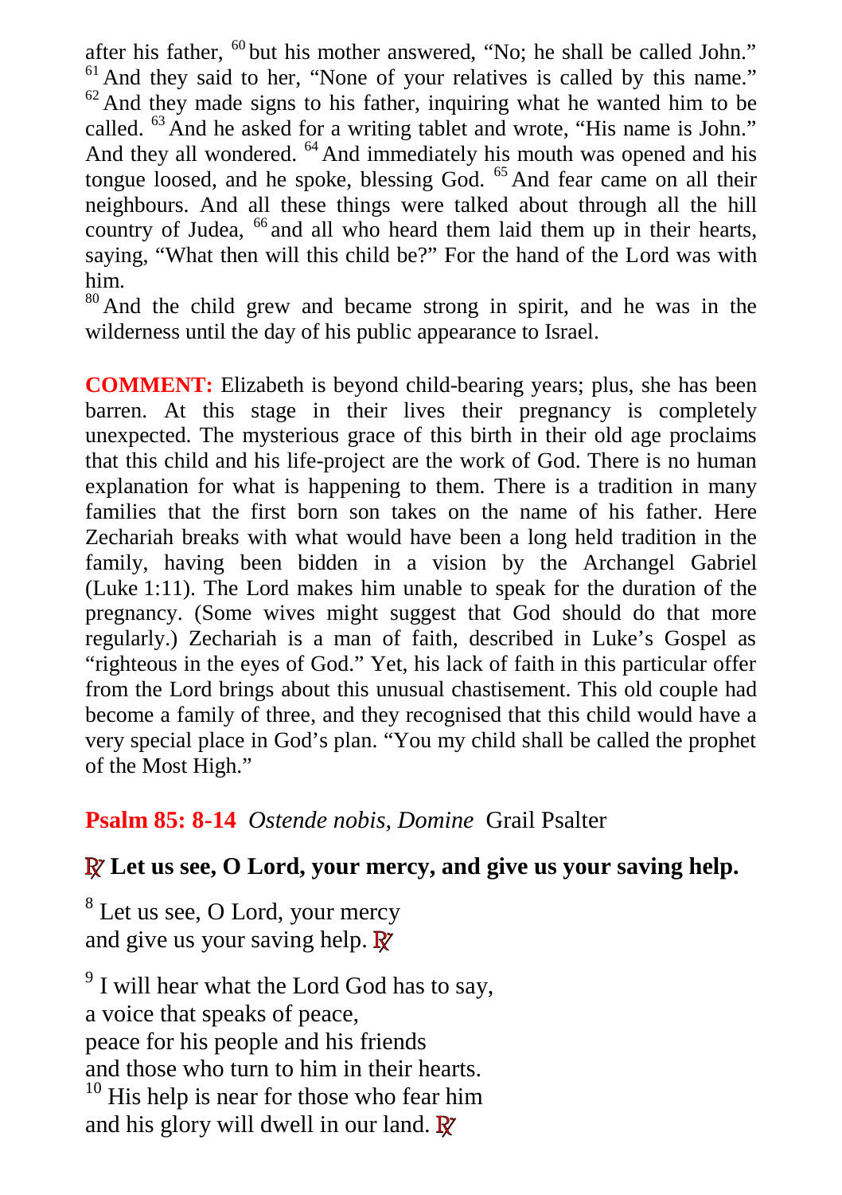after his father, [60] but his mother answered, "No; he shall be called John." [61] And they said to her, "None of your relatives is called by this name." [62] And they made signs to his father, inquiring what he wanted him to be called. [63] And he asked for a writing tablet and wrote, "His name is John." And they all wondered. [64] And immediately his mouth was opened and his tongue loosed, and he spoke, blessing God. [65] And fear came on all their neighbours. And all these things were talked about through all the hill country of Judea, [66] and all who heard them laid them up in their hearts, saying, "What then will this child be?" For the hand of the Lord was with him.
[80] And the child grew and became strong in spirit, and he was in the wilderness until the day of his public appearance to Israel.

**COMMENT:** Elizabeth is beyond child-bearing years; plus, she has been barren. At this stage in their lives their pregnancy is completely unexpected. The mysterious grace of this birth in their old age proclaims that this child and his life-project are the work of God. There is no human explanation for what is happening to them. There is a tradition in many families that the first born son takes on the name of his father. Here Zechariah breaks with what would have been a long held tradition in the family, having been bidden in a vision by the Archangel Gabriel (Luke 1:11). The Lord makes him unable to speak for the duration of the pregnancy. (Some wives might suggest that God should do that more regularly.) Zechariah is a man of faith, described in Luke's Gospel as "righteous in the eyes of God." Yet, his lack of faith in this particular offer from the Lord brings about this unusual chastisement. This old couple had become a family of three, and they recognised that this child would have a very special place in God's plan. "You my child shall be called the prophet of the Most High."

**Psalm 85: 8-14** *Ostende nobis, Domine* Grail Psalter

**℟ Let us see, O Lord, your mercy, and give us your saving help.**

[8] Let us see, O Lord, your mercy
and give us your saving help. ℟

[9] I will hear what the Lord God has to say,
a voice that speaks of peace,
peace for his people and his friends
and those who turn to him in their hearts.
[10] His help is near for those who fear him
and his glory will dwell in our land. ℟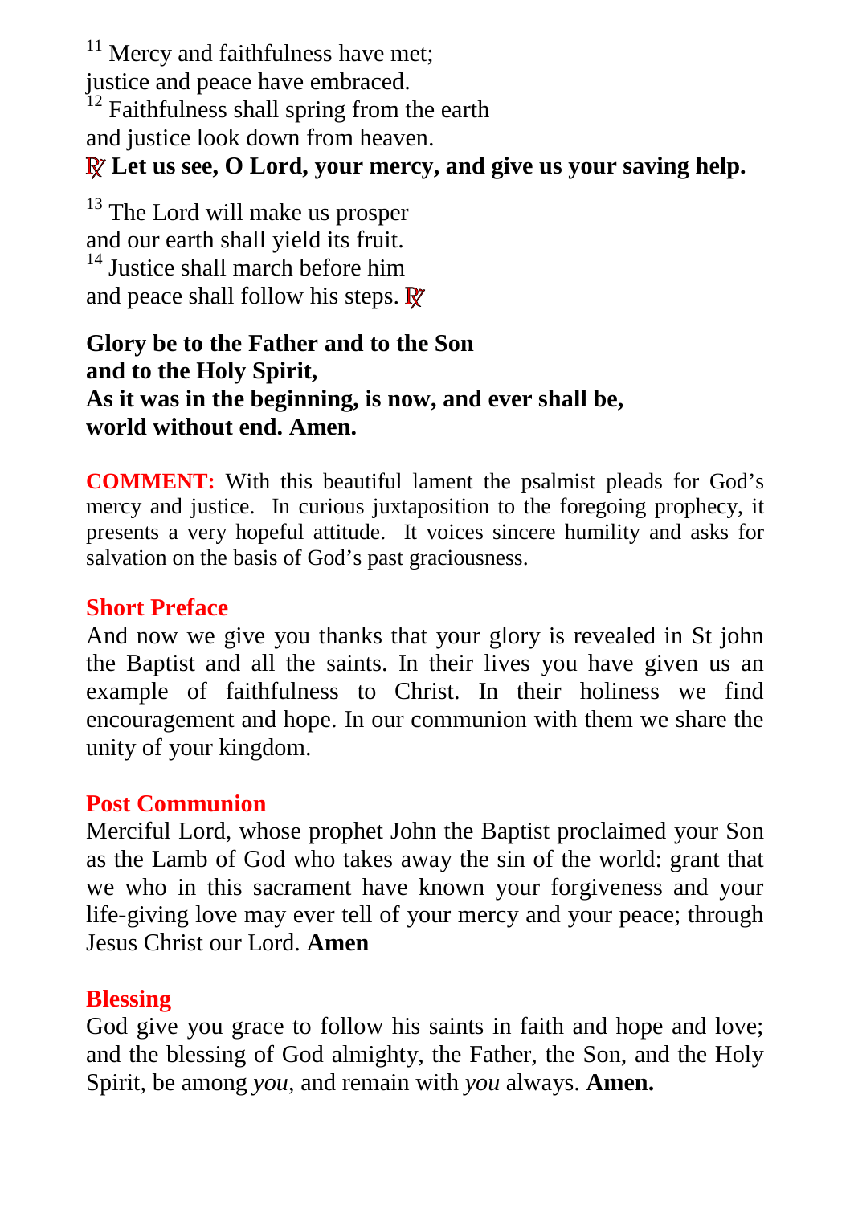[11] Mercy and faithfulness have met;
justice and peace have embraced.
[12] Faithfulness shall spring from the earth
and justice look down from heaven.
℟ **Let us see, O Lord, your mercy, and give us your saving help.**

[13] The Lord will make us prosper
and our earth shall yield its fruit.
[14] Justice shall march before him
and peace shall follow his steps. ℟

**Glory be to the Father and to the Son**
**and to the Holy Spirit,**
**As it was in the beginning, is now, and ever shall be,**
**world without end. Amen.**

**COMMENT:** With this beautiful lament the psalmist pleads for God's mercy and justice. In curious juxtaposition to the foregoing prophecy, it presents a very hopeful attitude. It voices sincere humility and asks for salvation on the basis of God's past graciousness.

## Short Preface

And now we give you thanks that your glory is revealed in St john the Baptist and all the saints. In their lives you have given us an example of faithfulness to Christ. In their holiness we find encouragement and hope. In our communion with them we share the unity of your kingdom.

## Post Communion

Merciful Lord, whose prophet John the Baptist proclaimed your Son as the Lamb of God who takes away the sin of the world: grant that we who in this sacrament have known your forgiveness and your life-giving love may ever tell of your mercy and your peace; through Jesus Christ our Lord. **Amen**

## Blessing

God give you grace to follow his saints in faith and hope and love; and the blessing of God almighty, the Father, the Son, and the Holy Spirit, be among *you*, and remain with *you* always. **Amen.**